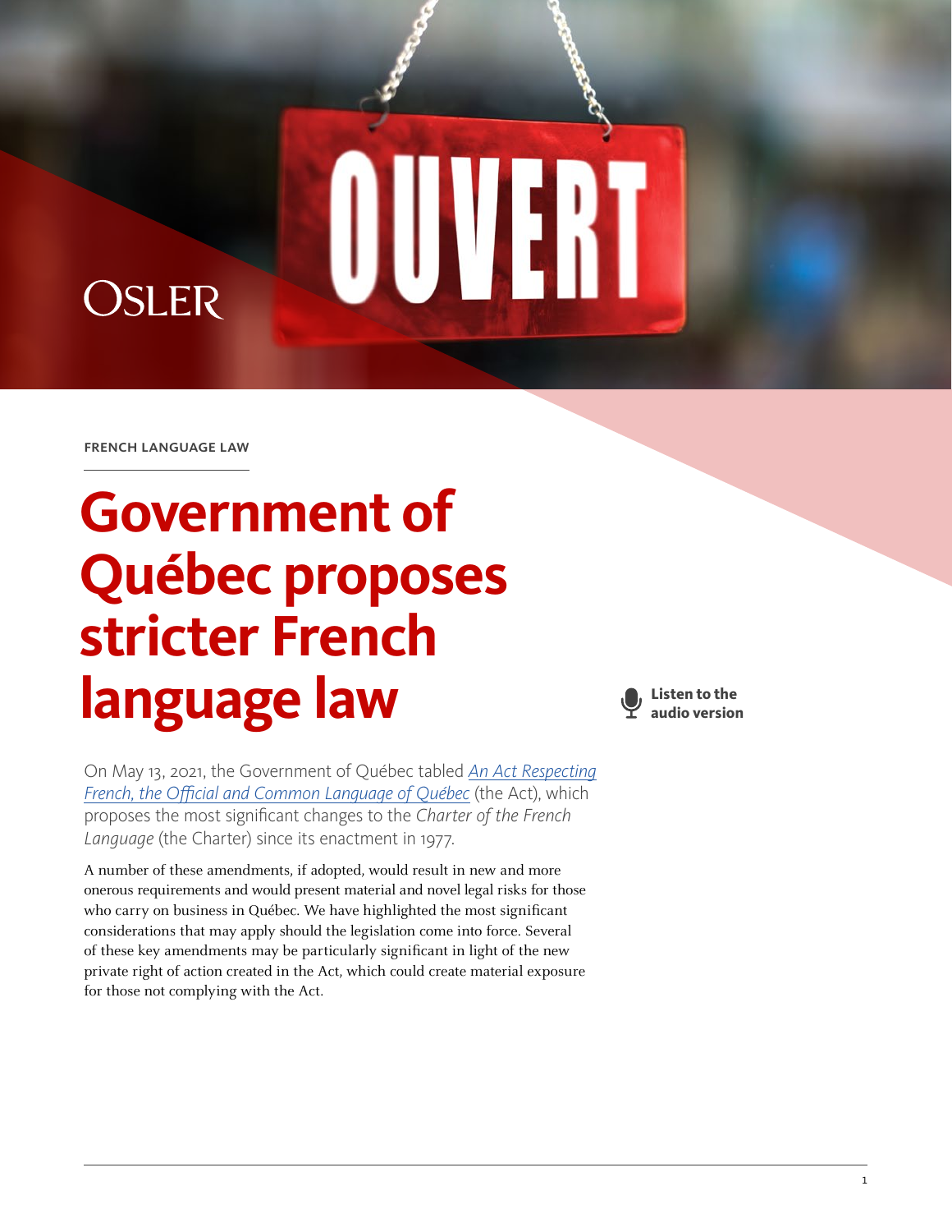FRENCH LANGUAGE LAW

# Government of Québec proposes stricter French language law

Listen to the audio version

On May 13, 2021, the Government of Québec tabled *An Act Respecting French, the Official and Common Language of Québec* (the Act), which proposes the most significant changes to the *Charter of the French Language* (the Charter) since its enactment in 1977.

A number of these amendments, if adopted, would result in new and more onerous requirements and would present material and novel legal risks for those who carry on business in Québec. We have highlighted the most significant considerations that may apply should the legislation come into force. Several of these key amendments may be particularly significant in light of the new private right of action created in the Act, which could create material exposure for those not complying with the Act.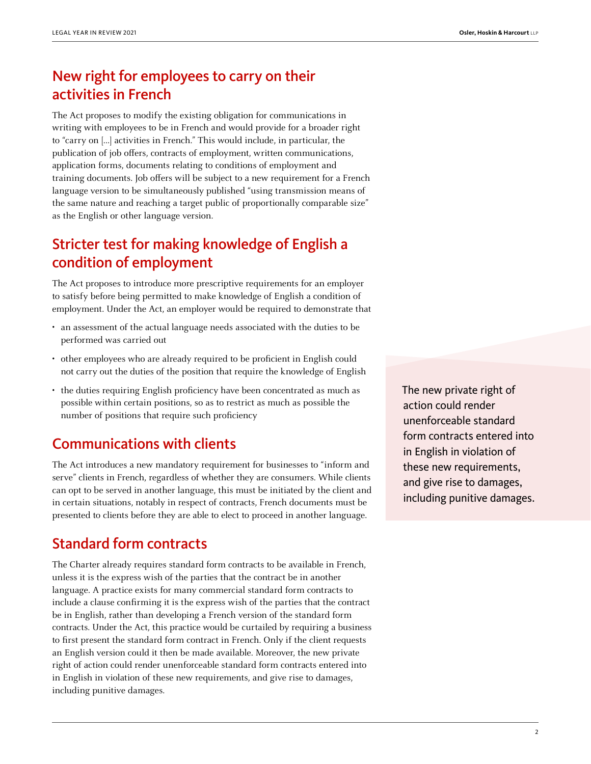## New right for employees to carry on their activities in French

The Act proposes to modify the existing obligation for communications in writing with employees to be in French and would provide for a broader right to "carry on [...] activities in French." This would include, in particular, the publication of job offers, contracts of employment, written communications, application forms, documents relating to conditions of employment and training documents. Job offers will be subject to a new requirement for a French language version to be simultaneously published "using transmission means of the same nature and reaching a target public of proportionally comparable size" as the English or other language version.

## Stricter test for making knowledge of English a condition of employment

The Act proposes to introduce more prescriptive requirements for an employer to satisfy before being permitted to make knowledge of English a condition of employment. Under the Act, an employer would be required to demonstrate that

- an assessment of the actual language needs associated with the duties to be performed was carried out
- other employees who are already required to be proficient in English could not carry out the duties of the position that require the knowledge of English
- the duties requiring English proficiency have been concentrated as much as possible within certain positions, so as to restrict as much as possible the number of positions that require such proficiency

## Communications with clients

The Act introduces a new mandatory requirement for businesses to "inform and serve" clients in French, regardless of whether they are consumers. While clients can opt to be served in another language, this must be initiated by the client and in certain situations, notably in respect of contracts, French documents must be presented to clients before they are able to elect to proceed in another language.

## Standard form contracts

The Charter already requires standard form contracts to be available in French, unless it is the express wish of the parties that the contract be in another language. A practice exists for many commercial standard form contracts to include a clause confirming it is the express wish of the parties that the contract be in English, rather than developing a French version of the standard form contracts. Under the Act, this practice would be curtailed by requiring a business to first present the standard form contract in French. Only if the client requests an English version could it then be made available. Moreover, the new private right of action could render unenforceable standard form contracts entered into in English in violation of these new requirements, and give rise to damages, including punitive damages.

> The new private right of action could render unenforceable standard form contracts entered into in English in violation of these new requirements, and give rise to damages, including punitive damages.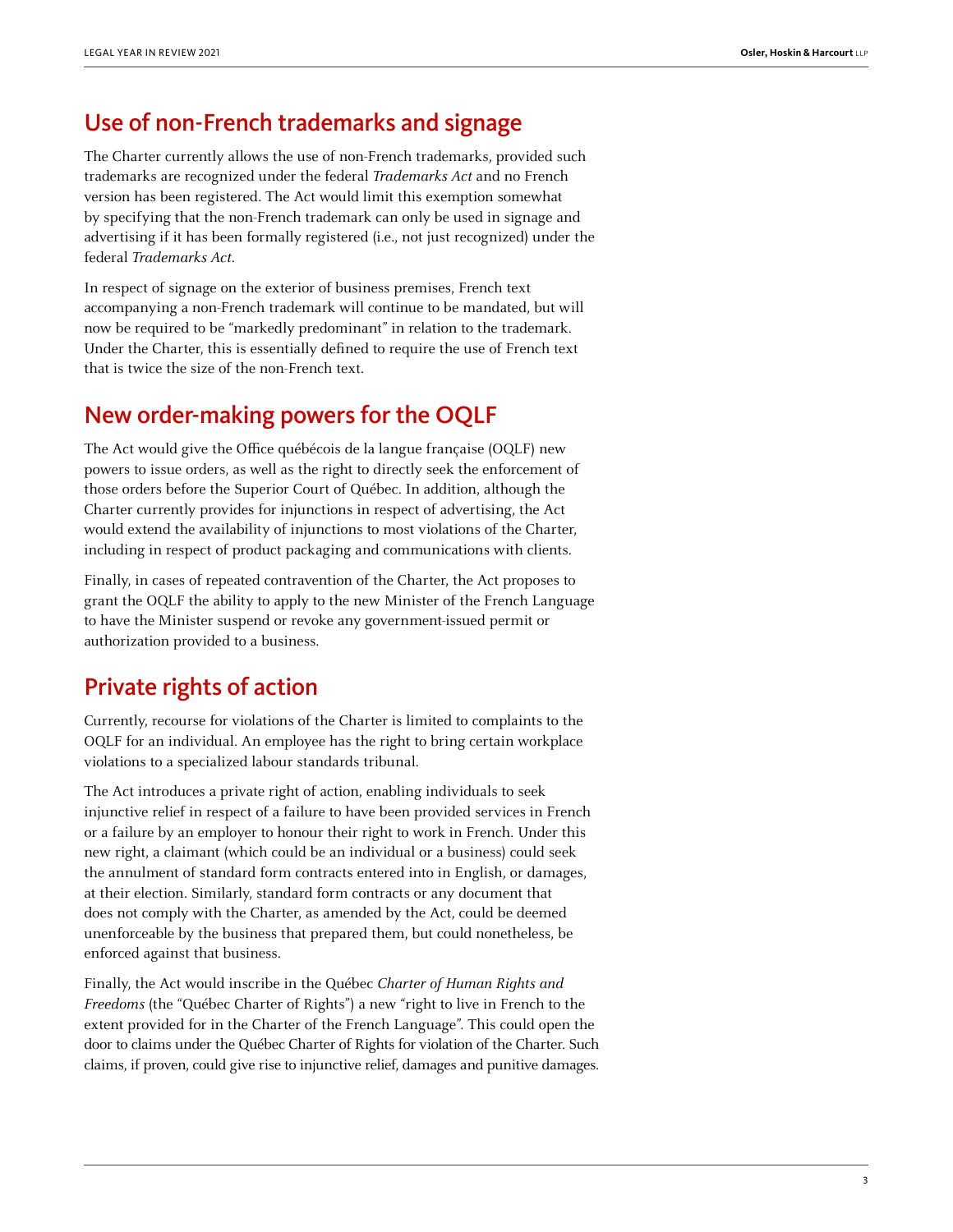## Use of non-French trademarks and signage

The Charter currently allows the use of non-French trademarks, provided such trademarks are recognized under the federal *Trademarks Act* and no French version has been registered. The Act would limit this exemption somewhat by specifying that the non-French trademark can only be used in signage and advertising if it has been formally registered (i.e., not just recognized) under the federal *Trademarks Act*.

In respect of signage on the exterior of business premises, French text accompanying a non-French trademark will continue to be mandated, but will now be required to be "markedly predominant" in relation to the trademark. Under the Charter, this is essentially defined to require the use of French text that is twice the size of the non-French text.

## New order-making powers for the OQLF

The Act would give the Office québécois de la langue française (OQLF) new powers to issue orders, as well as the right to directly seek the enforcement of those orders before the Superior Court of Québec. In addition, although the Charter currently provides for injunctions in respect of advertising, the Act would extend the availability of injunctions to most violations of the Charter, including in respect of product packaging and communications with clients.

Finally, in cases of repeated contravention of the Charter, the Act proposes to grant the OQLF the ability to apply to the new Minister of the French Language to have the Minister suspend or revoke any government-issued permit or authorization provided to a business.

## Private rights of action

Currently, recourse for violations of the Charter is limited to complaints to the OQLF for an individual. An employee has the right to bring certain workplace violations to a specialized labour standards tribunal.

The Act introduces a private right of action, enabling individuals to seek injunctive relief in respect of a failure to have been provided services in French or a failure by an employer to honour their right to work in French. Under this new right, a claimant (which could be an individual or a business) could seek the annulment of standard form contracts entered into in English, or damages, at their election. Similarly, standard form contracts or any document that does not comply with the Charter, as amended by the Act, could be deemed unenforceable by the business that prepared them, but could nonetheless, be enforced against that business.

Finally, the Act would inscribe in the Québec *Charter of Human Rights and Freedoms* (the "Québec Charter of Rights") a new "right to live in French to the extent provided for in the Charter of the French Language". This could open the door to claims under the Québec Charter of Rights for violation of the Charter. Such claims, if proven, could give rise to injunctive relief, damages and punitive damages.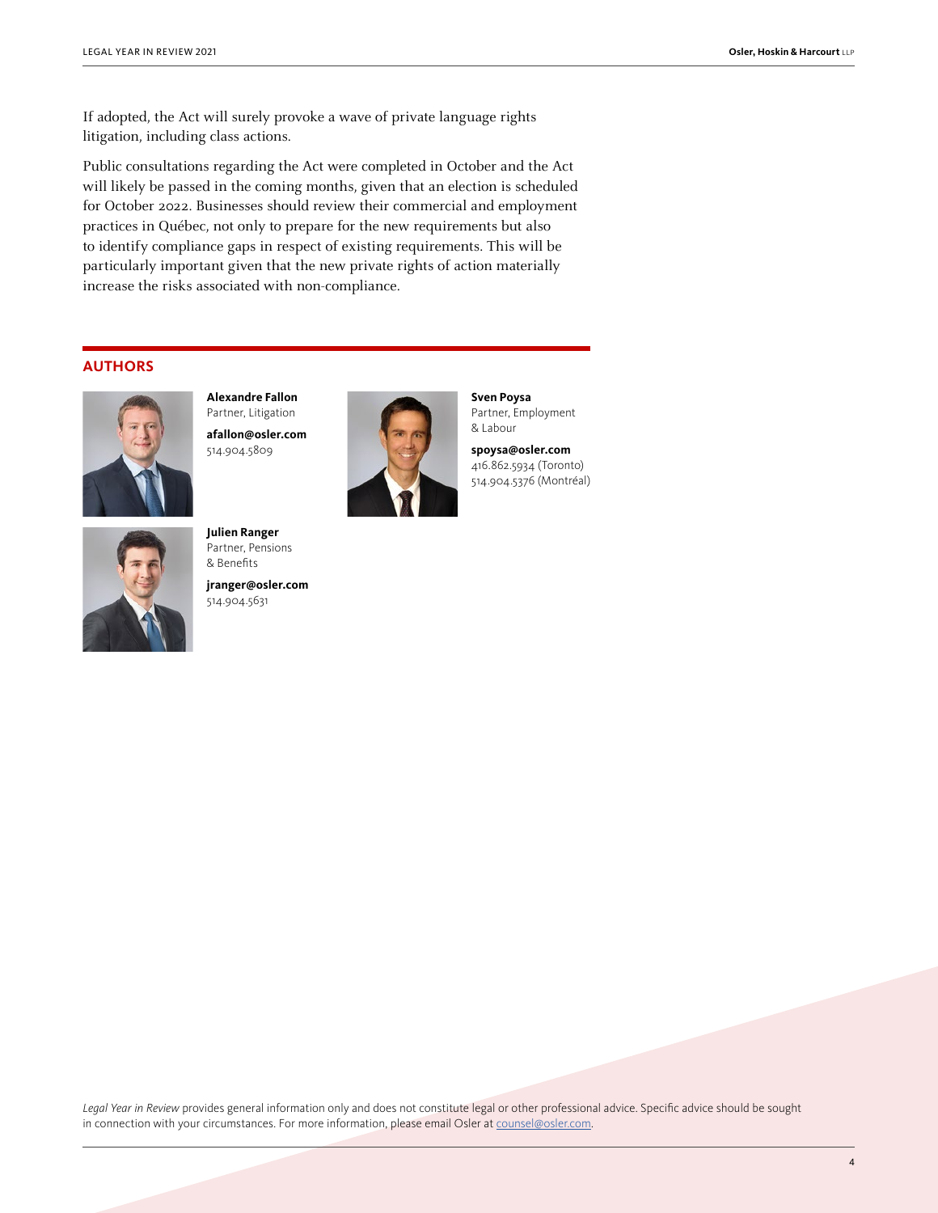If adopted, the Act will surely provoke a wave of private language rights litigation, including class actions.

Public consultations regarding the Act were completed in October and the Act will likely be passed in the coming months, given that an election is scheduled for October 2022. Businesses should review their commercial and employment practices in Québec, not only to prepare for the new requirements but also to identify compliance gaps in respect of existing requirements. This will be particularly important given that the new private rights of action materially increase the risks associated with non-compliance.

## AUTHORS

**Alexandre Fallon**
Partner, Litigation

**afallon@osler.com**
514.904.5809

**Sven Poysa**
Partner, Employment & Labour

**spoysa@osler.com**
416.862.5934 (Toronto)
514.904.5376 (Montréal)

**Julien Ranger**
Partner, Pensions & Benefits

**jranger@osler.com**
514.904.5631

*Legal Year in Review* provides general information only and does not constitute legal or other professional advice. Specific advice should be sought in connection with your circumstances. For more information, please email Osler at counsel@osler.com.